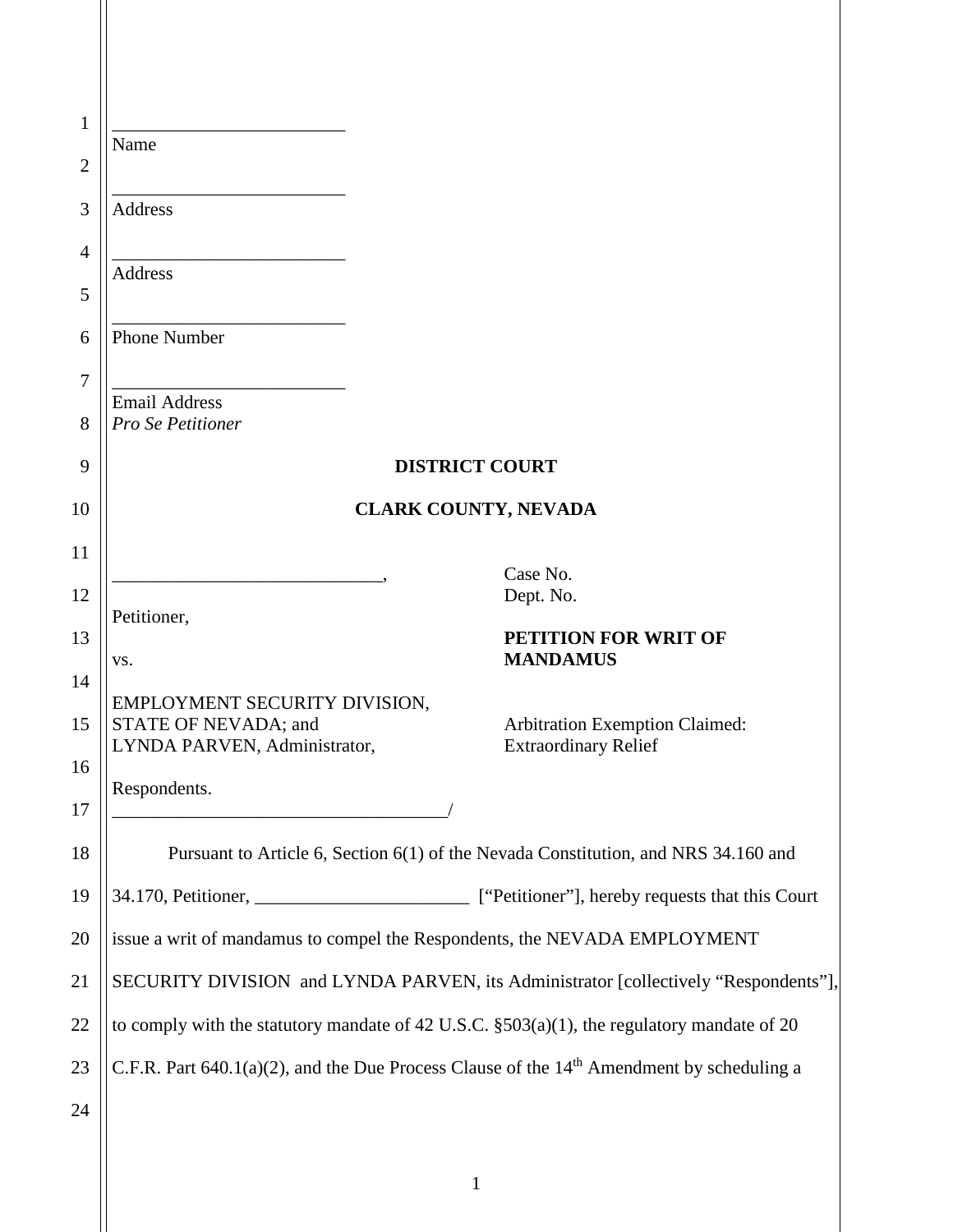\_\_\_\_\_\_\_\_\_\_\_\_\_\_\_\_\_\_\_\_\_\_\_\_\_
Name

\_\_\_\_\_\_\_\_\_\_\_\_\_\_\_\_\_\_\_\_\_\_\_\_\_
Address

\_\_\_\_\_\_\_\_\_\_\_\_\_\_\_\_\_\_\_\_\_\_\_\_\_
Address

\_\_\_\_\_\_\_\_\_\_\_\_\_\_\_\_\_\_\_\_\_\_\_\_\_
Phone Number

\_\_\_\_\_\_\_\_\_\_\_\_\_\_\_\_\_\_\_\_\_\_\_\_\_
Email Address
*Pro Se Petitioner*

**DISTRICT COURT**

**CLARK COUNTY, NEVADA**

\_\_\_\_\_\_\_\_\_\_\_\_\_\_\_\_\_\_\_\_\_\_\_\_\_\_\_\_\_,

Petitioner,

vs.

EMPLOYMENT SECURITY DIVISION, STATE OF NEVADA; and LYNDA PARVEN, Administrator,

Respondents.
\_\_\_\_\_\_\_\_\_\_\_\_\_\_\_\_\_\_\_\_\_\_\_\_\_\_\_\_\_\_\_\_\_\_\_\_\_/

Case No.
Dept. No.

**PETITION FOR WRIT OF MANDAMUS**

Arbitration Exemption Claimed: Extraordinary Relief

Pursuant to Article 6, Section 6(1) of the Nevada Constitution, and NRS 34.160 and 34.170, Petitioner, \_\_\_\_\_\_\_\_\_\_\_\_\_\_\_\_\_\_\_\_\_\_\_ ["Petitioner"], hereby requests that this Court issue a writ of mandamus to compel the Respondents, the NEVADA EMPLOYMENT SECURITY DIVISION and LYNDA PARVEN, its Administrator [collectively "Respondents"], to comply with the statutory mandate of 42 U.S.C. §503(a)(1), the regulatory mandate of 20 C.F.R. Part 640.1(a)(2), and the Due Process Clause of the 14th Amendment by scheduling a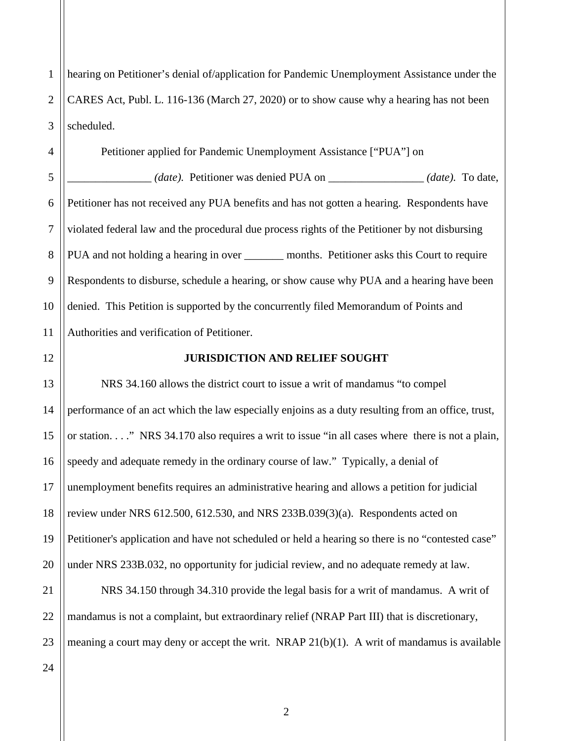hearing on Petitioner's denial of/application for Pandemic Unemployment Assistance under the CARES Act, Publ. L. 116-136 (March 27, 2020) or to show cause why a hearing has not been scheduled.

Petitioner applied for Pandemic Unemployment Assistance ["PUA"] on _______________ *(date).* Petitioner was denied PUA on _________________ *(date).* To date, Petitioner has not received any PUA benefits and has not gotten a hearing. Respondents have violated federal law and the procedural due process rights of the Petitioner by not disbursing PUA and not holding a hearing in over _______ months. Petitioner asks this Court to require Respondents to disburse, schedule a hearing, or show cause why PUA and a hearing have been denied. This Petition is supported by the concurrently filed Memorandum of Points and Authorities and verification of Petitioner.

**JURISDICTION AND RELIEF SOUGHT**

NRS 34.160 allows the district court to issue a writ of mandamus "to compel performance of an act which the law especially enjoins as a duty resulting from an office, trust, or station. . . ." NRS 34.170 also requires a writ to issue "in all cases where there is not a plain, speedy and adequate remedy in the ordinary course of law." Typically, a denial of unemployment benefits requires an administrative hearing and allows a petition for judicial review under NRS 612.500, 612.530, and NRS 233B.039(3)(a). Respondents acted on Petitioner's application and have not scheduled or held a hearing so there is no "contested case" under NRS 233B.032, no opportunity for judicial review, and no adequate remedy at law.

NRS 34.150 through 34.310 provide the legal basis for a writ of mandamus. A writ of mandamus is not a complaint, but extraordinary relief (NRAP Part III) that is discretionary, meaning a court may deny or accept the writ. NRAP 21(b)(1). A writ of mandamus is available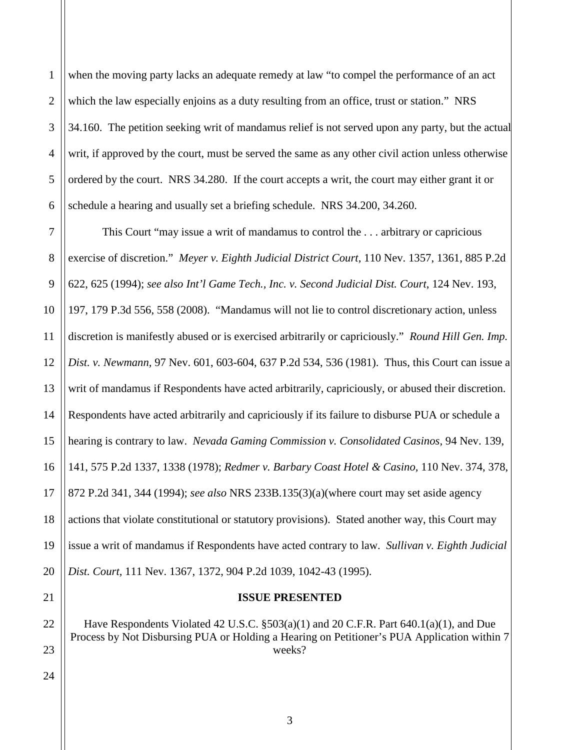when the moving party lacks an adequate remedy at law "to compel the performance of an act which the law especially enjoins as a duty resulting from an office, trust or station." NRS 34.160. The petition seeking writ of mandamus relief is not served upon any party, but the actual writ, if approved by the court, must be served the same as any other civil action unless otherwise ordered by the court. NRS 34.280. If the court accepts a writ, the court may either grant it or schedule a hearing and usually set a briefing schedule. NRS 34.200, 34.260.

This Court "may issue a writ of mandamus to control the . . . arbitrary or capricious exercise of discretion." *Meyer v. Eighth Judicial District Court*, 110 Nev. 1357, 1361, 885 P.2d 622, 625 (1994); *see also Int'l Game Tech., Inc. v. Second Judicial Dist. Court*, 124 Nev. 193, 197, 179 P.3d 556, 558 (2008). "Mandamus will not lie to control discretionary action, unless discretion is manifestly abused or is exercised arbitrarily or capriciously." *Round Hill Gen. Imp. Dist. v. Newmann*, 97 Nev. 601, 603-604, 637 P.2d 534, 536 (1981). Thus, this Court can issue a writ of mandamus if Respondents have acted arbitrarily, capriciously, or abused their discretion. Respondents have acted arbitrarily and capriciously if its failure to disburse PUA or schedule a hearing is contrary to law. *Nevada Gaming Commission v. Consolidated Casinos*, 94 Nev. 139, 141, 575 P.2d 1337, 1338 (1978); *Redmer v. Barbary Coast Hotel & Casino*, 110 Nev. 374, 378, 872 P.2d 341, 344 (1994); *see also* NRS 233B.135(3)(a)(where court may set aside agency actions that violate constitutional or statutory provisions). Stated another way, this Court may issue a writ of mandamus if Respondents have acted contrary to law. *Sullivan v. Eighth Judicial Dist. Court*, 111 Nev. 1367, 1372, 904 P.2d 1039, 1042-43 (1995).

## ISSUE PRESENTED

Have Respondents Violated 42 U.S.C. §503(a)(1) and 20 C.F.R. Part 640.1(a)(1), and Due Process by Not Disbursing PUA or Holding a Hearing on Petitioner's PUA Application within 7 weeks?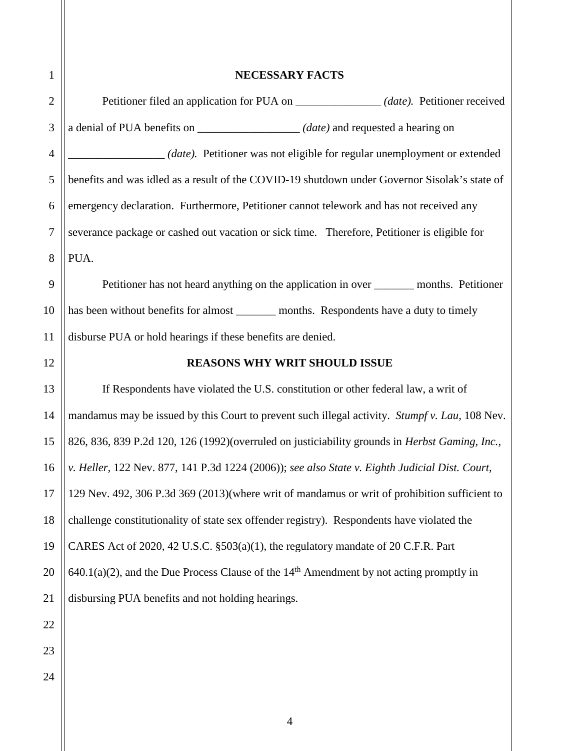## NECESSARY FACTS

Petitioner filed an application for PUA on _______________ *(date).* Petitioner received a denial of PUA benefits on __________________ *(date)* and requested a hearing on _________________ *(date).* Petitioner was not eligible for regular unemployment or extended benefits and was idled as a result of the COVID-19 shutdown under Governor Sisolak's state of emergency declaration. Furthermore, Petitioner cannot telework and has not received any severance package or cashed out vacation or sick time. Therefore, Petitioner is eligible for PUA.

Petitioner has not heard anything on the application in over _______ months. Petitioner has been without benefits for almost _______ months. Respondents have a duty to timely disburse PUA or hold hearings if these benefits are denied.

## REASONS WHY WRIT SHOULD ISSUE

If Respondents have violated the U.S. constitution or other federal law, a writ of mandamus may be issued by this Court to prevent such illegal activity. *Stumpf v. Lau,* 108 Nev. 826, 836, 839 P.2d 120, 126 (1992)(overruled on justiciability grounds in *Herbst Gaming, Inc., v. Heller,* 122 Nev. 877, 141 P.3d 1224 (2006)); *see also State v. Eighth Judicial Dist. Court,* 129 Nev. 492, 306 P.3d 369 (2013)(where writ of mandamus or writ of prohibition sufficient to challenge constitutionality of state sex offender registry). Respondents have violated the CARES Act of 2020, 42 U.S.C. §503(a)(1), the regulatory mandate of 20 C.F.R. Part 640.1(a)(2), and the Due Process Clause of the 14th Amendment by not acting promptly in disbursing PUA benefits and not holding hearings.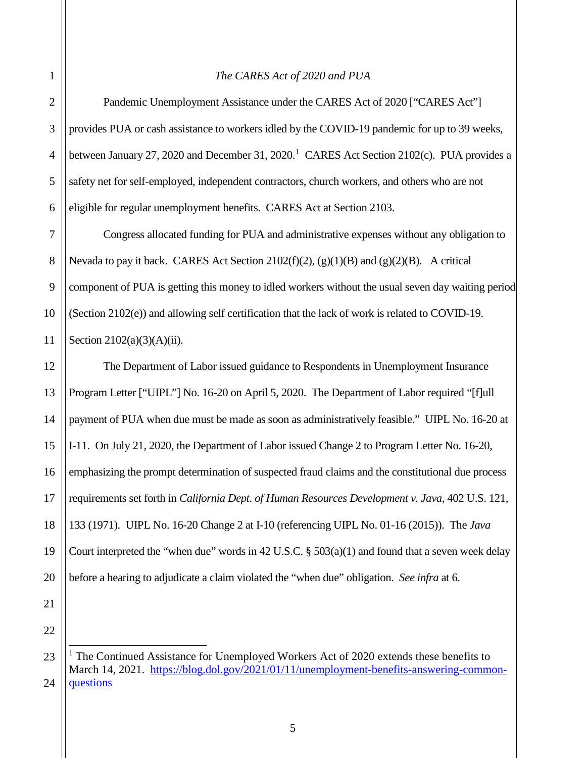*The CARES Act of 2020 and PUA*

Pandemic Unemployment Assistance under the CARES Act of 2020 ["CARES Act"] provides PUA or cash assistance to workers idled by the COVID-19 pandemic for up to 39 weeks, between January 27, 2020 and December 31, 2020.[1] CARES Act Section 2102(c). PUA provides a safety net for self-employed, independent contractors, church workers, and others who are not eligible for regular unemployment benefits. CARES Act at Section 2103.

Congress allocated funding for PUA and administrative expenses without any obligation to Nevada to pay it back. CARES Act Section 2102(f)(2), (g)(1)(B) and (g)(2)(B). A critical component of PUA is getting this money to idled workers without the usual seven day waiting period (Section 2102(e)) and allowing self certification that the lack of work is related to COVID-19. Section 2102(a)(3)(A)(ii).

The Department of Labor issued guidance to Respondents in Unemployment Insurance Program Letter ["UIPL"] No. 16-20 on April 5, 2020. The Department of Labor required "[f]ull payment of PUA when due must be made as soon as administratively feasible." UIPL No. 16-20 at I-11. On July 21, 2020, the Department of Labor issued Change 2 to Program Letter No. 16-20, emphasizing the prompt determination of suspected fraud claims and the constitutional due process requirements set forth in *California Dept. of Human Resources Development v. Java*, 402 U.S. 121, 133 (1971). UIPL No. 16-20 Change 2 at I-10 (referencing UIPL No. 01-16 (2015)). The *Java* Court interpreted the "when due" words in 42 U.S.C. § 503(a)(1) and found that a seven week delay before a hearing to adjudicate a claim violated the "when due" obligation. *See infra* at 6.

---

[1] The Continued Assistance for Unemployed Workers Act of 2020 extends these benefits to March 14, 2021. https://blog.dol.gov/2021/01/11/unemployment-benefits-answering-common-questions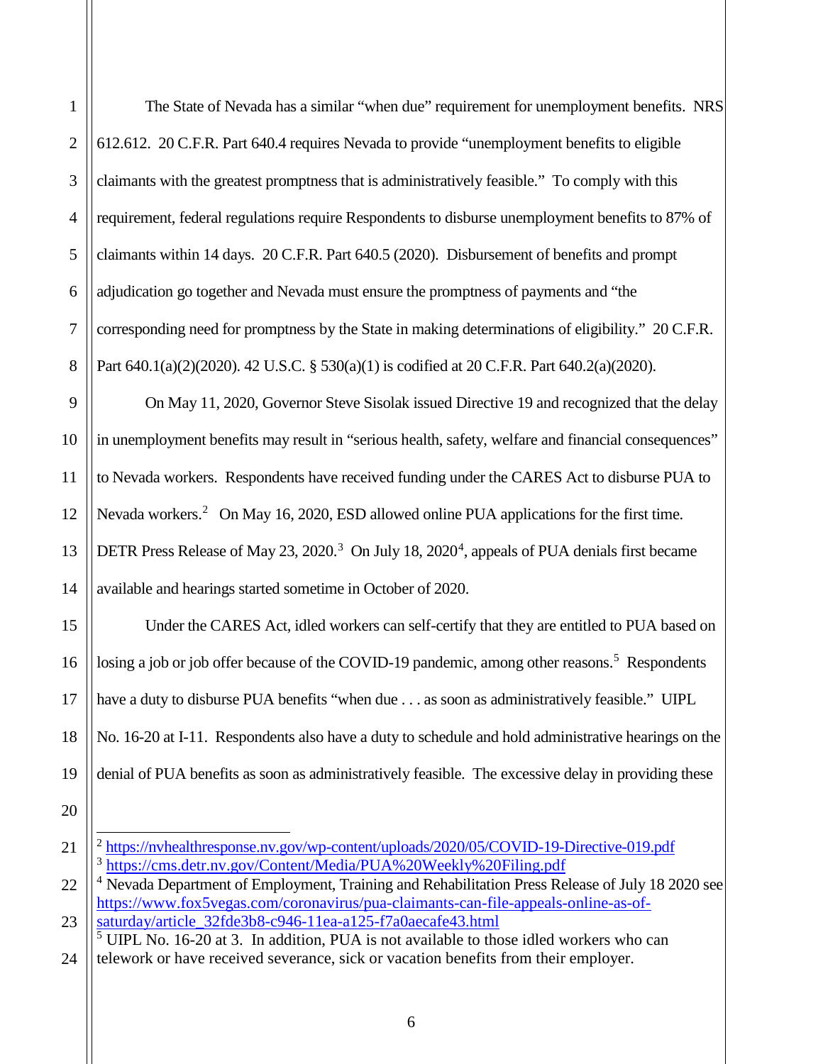The State of Nevada has a similar "when due" requirement for unemployment benefits. NRS 612.612. 20 C.F.R. Part 640.4 requires Nevada to provide "unemployment benefits to eligible claimants with the greatest promptness that is administratively feasible." To comply with this requirement, federal regulations require Respondents to disburse unemployment benefits to 87% of claimants within 14 days. 20 C.F.R. Part 640.5 (2020). Disbursement of benefits and prompt adjudication go together and Nevada must ensure the promptness of payments and "the corresponding need for promptness by the State in making determinations of eligibility." 20 C.F.R. Part 640.1(a)(2)(2020). 42 U.S.C. § 530(a)(1) is codified at 20 C.F.R. Part 640.2(a)(2020).

On May 11, 2020, Governor Steve Sisolak issued Directive 19 and recognized that the delay in unemployment benefits may result in "serious health, safety, welfare and financial consequences" to Nevada workers. Respondents have received funding under the CARES Act to disburse PUA to Nevada workers.[2] On May 16, 2020, ESD allowed online PUA applications for the first time. DETR Press Release of May 23, 2020.[3] On July 18, 2020[4], appeals of PUA denials first became available and hearings started sometime in October of 2020.

Under the CARES Act, idled workers can self-certify that they are entitled to PUA based on losing a job or job offer because of the COVID-19 pandemic, among other reasons.[5] Respondents have a duty to disburse PUA benefits "when due . . . as soon as administratively feasible." UIPL No. 16-20 at I-11. Respondents also have a duty to schedule and hold administrative hearings on the denial of PUA benefits as soon as administratively feasible. The excessive delay in providing these

---

[2] https://nvhealthresponse.nv.gov/wp-content/uploads/2020/05/COVID-19-Directive-019.pdf

[3] https://cms.detr.nv.gov/Content/Media/PUA%20Weekly%20Filing.pdf

[4] Nevada Department of Employment, Training and Rehabilitation Press Release of July 18 2020 see https://www.fox5vegas.com/coronavirus/pua-claimants-can-file-appeals-online-as-of-saturday/article_32fde3b8-c946-11ea-a125-f7a0aecafe43.html

[5] UIPL No. 16-20 at 3. In addition, PUA is not available to those idled workers who can telework or have received severance, sick or vacation benefits from their employer.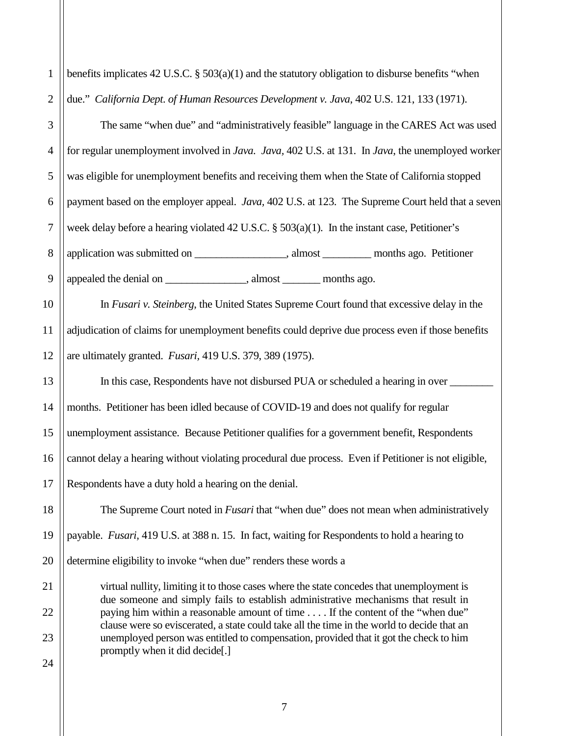benefits implicates 42 U.S.C. § 503(a)(1) and the statutory obligation to disburse benefits "when due." *California Dept. of Human Resources Development v. Java*, 402 U.S. 121, 133 (1971).

The same "when due" and "administratively feasible" language in the CARES Act was used for regular unemployment involved in *Java*. *Java*, 402 U.S. at 131. In *Java*, the unemployed worker was eligible for unemployment benefits and receiving them when the State of California stopped payment based on the employer appeal. *Java*, 402 U.S. at 123. The Supreme Court held that a seven week delay before a hearing violated 42 U.S.C. § 503(a)(1). In the instant case, Petitioner's application was submitted on ________________, almost _________ months ago. Petitioner appealed the denial on _______________, almost _______ months ago.

In *Fusari v. Steinberg*, the United States Supreme Court found that excessive delay in the adjudication of claims for unemployment benefits could deprive due process even if those benefits are ultimately granted. *Fusari*, 419 U.S. 379, 389 (1975).

In this case, Respondents have not disbursed PUA or scheduled a hearing in over ________ months. Petitioner has been idled because of COVID-19 and does not qualify for regular unemployment assistance. Because Petitioner qualifies for a government benefit, Respondents cannot delay a hearing without violating procedural due process. Even if Petitioner is not eligible, Respondents have a duty hold a hearing on the denial.

The Supreme Court noted in *Fusari* that "when due" does not mean when administratively payable. *Fusari*, 419 U.S. at 388 n. 15. In fact, waiting for Respondents to hold a hearing to determine eligibility to invoke "when due" renders these words a

> virtual nullity, limiting it to those cases where the state concedes that unemployment is due someone and simply fails to establish administrative mechanisms that result in paying him within a reasonable amount of time . . . . If the content of the "when due" clause were so eviscerated, a state could take all the time in the world to decide that an unemployed person was entitled to compensation, provided that it got the check to him promptly when it did decide[.]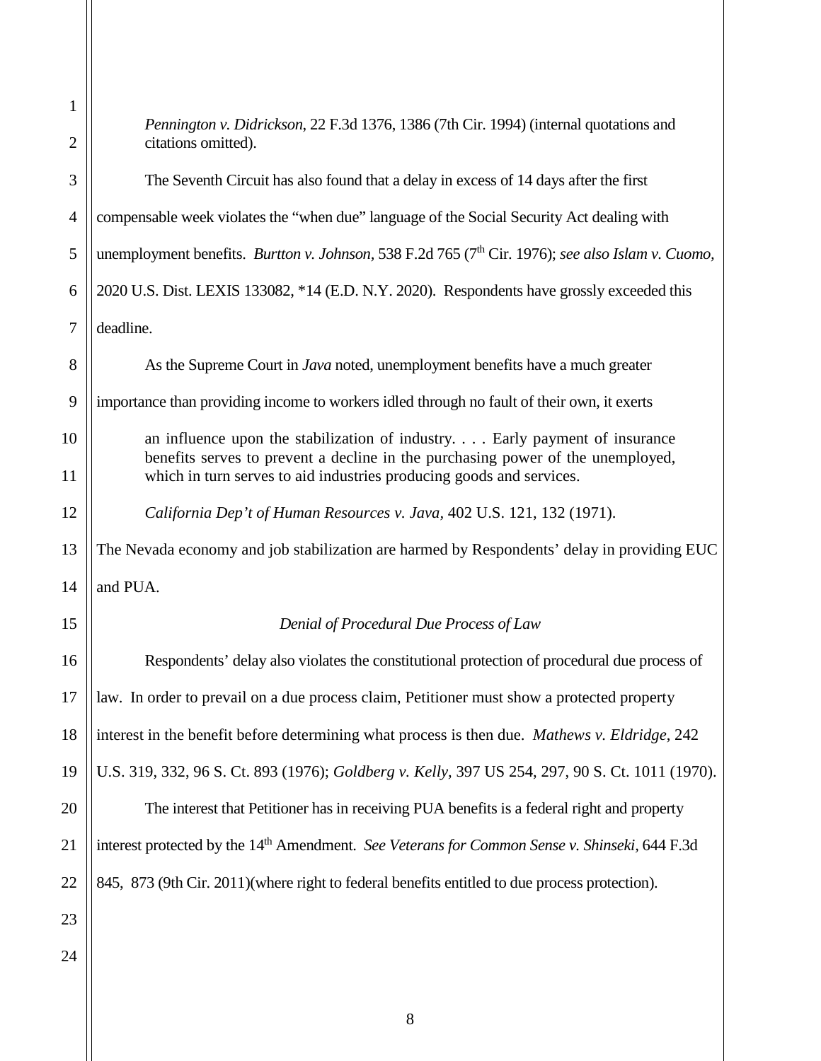*Pennington v. Didrickson*, 22 F.3d 1376, 1386 (7th Cir. 1994) (internal quotations and citations omitted).

The Seventh Circuit has also found that a delay in excess of 14 days after the first compensable week violates the "when due" language of the Social Security Act dealing with unemployment benefits. *Burtton v. Johnson*, 538 F.2d 765 (7th Cir. 1976); *see also Islam v. Cuomo*, 2020 U.S. Dist. LEXIS 133082, *14 (E.D. N.Y. 2020). Respondents have grossly exceeded this deadline.

As the Supreme Court in *Java* noted, unemployment benefits have a much greater importance than providing income to workers idled through no fault of their own, it exerts

> an influence upon the stabilization of industry. . . . Early payment of insurance benefits serves to prevent a decline in the purchasing power of the unemployed, which in turn serves to aid industries producing goods and services.

*California Dep't of Human Resources v. Java*, 402 U.S. 121, 132 (1971).

The Nevada economy and job stabilization are harmed by Respondents' delay in providing EUC and PUA.

*Denial of Procedural Due Process of Law*

Respondents' delay also violates the constitutional protection of procedural due process of law. In order to prevail on a due process claim, Petitioner must show a protected property interest in the benefit before determining what process is then due. *Mathews v. Eldridge*, 242 U.S. 319, 332, 96 S. Ct. 893 (1976); *Goldberg v. Kelly*, 397 US 254, 297, 90 S. Ct. 1011 (1970).

The interest that Petitioner has in receiving PUA benefits is a federal right and property interest protected by the 14th Amendment. *See Veterans for Common Sense v. Shinseki*, 644 F.3d 845, 873 (9th Cir. 2011)(where right to federal benefits entitled to due process protection).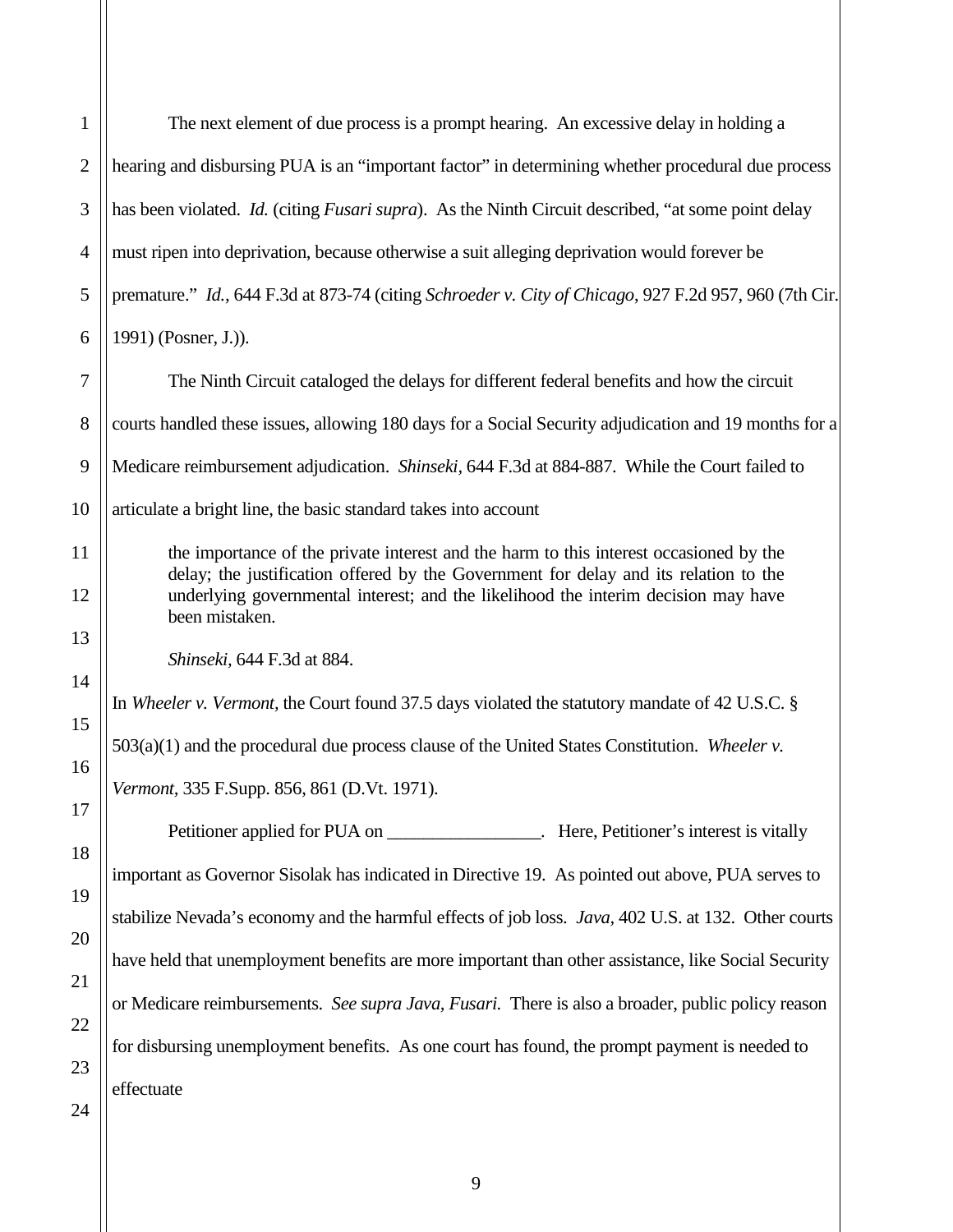The next element of due process is a prompt hearing. An excessive delay in holding a hearing and disbursing PUA is an "important factor" in determining whether procedural due process has been violated. *Id.* (citing *Fusari supra*). As the Ninth Circuit described, "at some point delay must ripen into deprivation, because otherwise a suit alleging deprivation would forever be premature." *Id.*, 644 F.3d at 873-74 (citing *Schroeder v. City of Chicago*, 927 F.2d 957, 960 (7th Cir. 1991) (Posner, J.)).

The Ninth Circuit cataloged the delays for different federal benefits and how the circuit courts handled these issues, allowing 180 days for a Social Security adjudication and 19 months for a Medicare reimbursement adjudication. *Shinseki*, 644 F.3d at 884-887. While the Court failed to articulate a bright line, the basic standard takes into account

> the importance of the private interest and the harm to this interest occasioned by the delay; the justification offered by the Government for delay and its relation to the underlying governmental interest; and the likelihood the interim decision may have been mistaken.
>
> *Shinseki*, 644 F.3d at 884.

In *Wheeler v. Vermont*, the Court found 37.5 days violated the statutory mandate of 42 U.S.C. § 503(a)(1) and the procedural due process clause of the United States Constitution. *Wheeler v. Vermont*, 335 F.Supp. 856, 861 (D.Vt. 1971).

Petitioner applied for PUA on _________________. Here, Petitioner's interest is vitally important as Governor Sisolak has indicated in Directive 19. As pointed out above, PUA serves to stabilize Nevada's economy and the harmful effects of job loss. *Java*, 402 U.S. at 132. Other courts have held that unemployment benefits are more important than other assistance, like Social Security or Medicare reimbursements. *See supra Java, Fusari.* There is also a broader, public policy reason for disbursing unemployment benefits. As one court has found, the prompt payment is needed to effectuate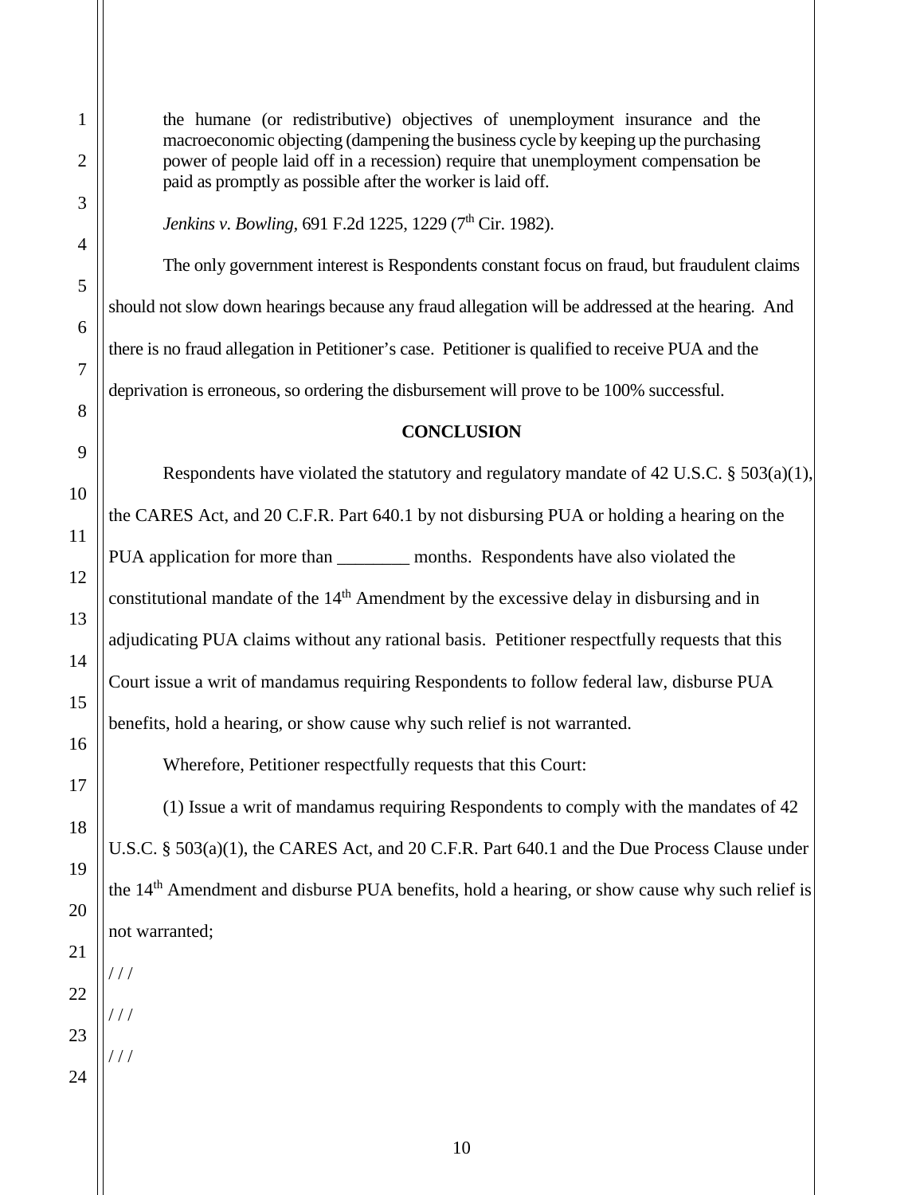> the humane (or redistributive) objectives of unemployment insurance and the macroeconomic objecting (dampening the business cycle by keeping up the purchasing power of people laid off in a recession) require that unemployment compensation be paid as promptly as possible after the worker is laid off.
>
> *Jenkins v. Bowling*, 691 F.2d 1225, 1229 (7th Cir. 1982).

The only government interest is Respondents constant focus on fraud, but fraudulent claims should not slow down hearings because any fraud allegation will be addressed at the hearing. And there is no fraud allegation in Petitioner's case. Petitioner is qualified to receive PUA and the deprivation is erroneous, so ordering the disbursement will prove to be 100% successful.

## CONCLUSION

Respondents have violated the statutory and regulatory mandate of 42 U.S.C. § 503(a)(1), the CARES Act, and 20 C.F.R. Part 640.1 by not disbursing PUA or holding a hearing on the PUA application for more than ________ months. Respondents have also violated the constitutional mandate of the 14th Amendment by the excessive delay in disbursing and in adjudicating PUA claims without any rational basis. Petitioner respectfully requests that this Court issue a writ of mandamus requiring Respondents to follow federal law, disburse PUA benefits, hold a hearing, or show cause why such relief is not warranted.

Wherefore, Petitioner respectfully requests that this Court:

(1) Issue a writ of mandamus requiring Respondents to comply with the mandates of 42 U.S.C. § 503(a)(1), the CARES Act, and 20 C.F.R. Part 640.1 and the Due Process Clause under the 14th Amendment and disburse PUA benefits, hold a hearing, or show cause why such relief is not warranted;

/ / /

/ / /

/ / /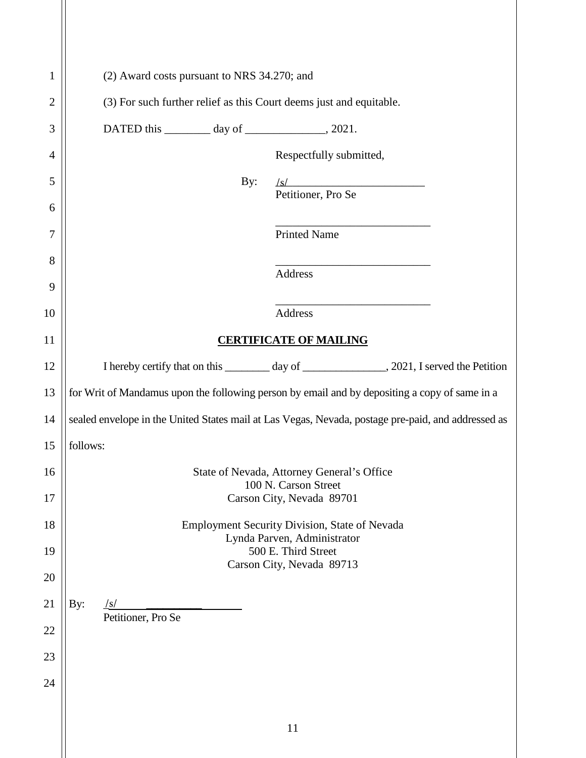(2) Award costs pursuant to NRS 34.270; and

(3) For such further relief as this Court deems just and equitable.

DATED this ________ day of ______________, 2021.

Respectfully submitted,

By: /s/________________________
Petitioner, Pro Se

___________________________
Printed Name

___________________________
Address

___________________________
Address

**CERTIFICATE OF MAILING**

I hereby certify that on this ________ day of _______________, 2021, I served the Petition for Writ of Mandamus upon the following person by email and by depositing a copy of same in a sealed envelope in the United States mail at Las Vegas, Nevada, postage pre-paid, and addressed as follows:

State of Nevada, Attorney General's Office
100 N. Carson Street
Carson City, Nevada 89701

Employment Security Division, State of Nevada
Lynda Parven, Administrator
500 E. Third Street
Carson City, Nevada 89713

By: /s/________________________
Petitioner, Pro Se